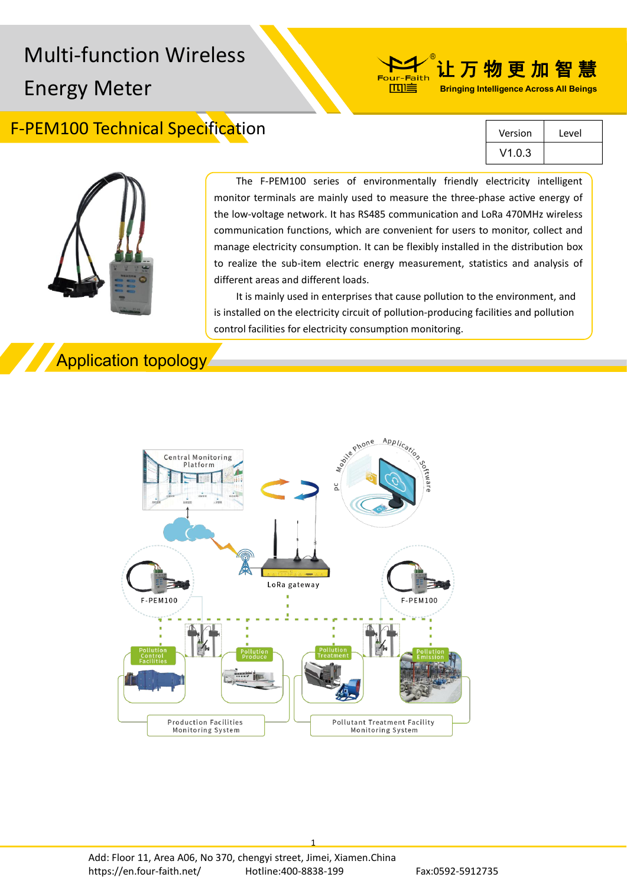# Multi-function Wireless Energy Meter

让万物更加智慧

Bringing Intelligence Across All Beings

## F-PEM100 Technical Specification

| Version | Level |
|---|---|
| V1.0.3 | |

The F-PEM100 series of environmentally friendly electricity intelligent monitor terminals are mainly used to measure the three-phase active energy of the low-voltage network. It has RS485 communication and LoRa 470MHz wireless communication functions, which are convenient for users to monitor, collect and manage electricity consumption. It can be flexibly installed in the distribution box to realize the sub-item electric energy measurement, statistics and analysis of different areas and different loads.

It is mainly used in enterprises that cause pollution to the environment, and is installed on the electricity circuit of pollution-producing facilities and pollution control facilities for electricity consumption monitoring.

## Application topology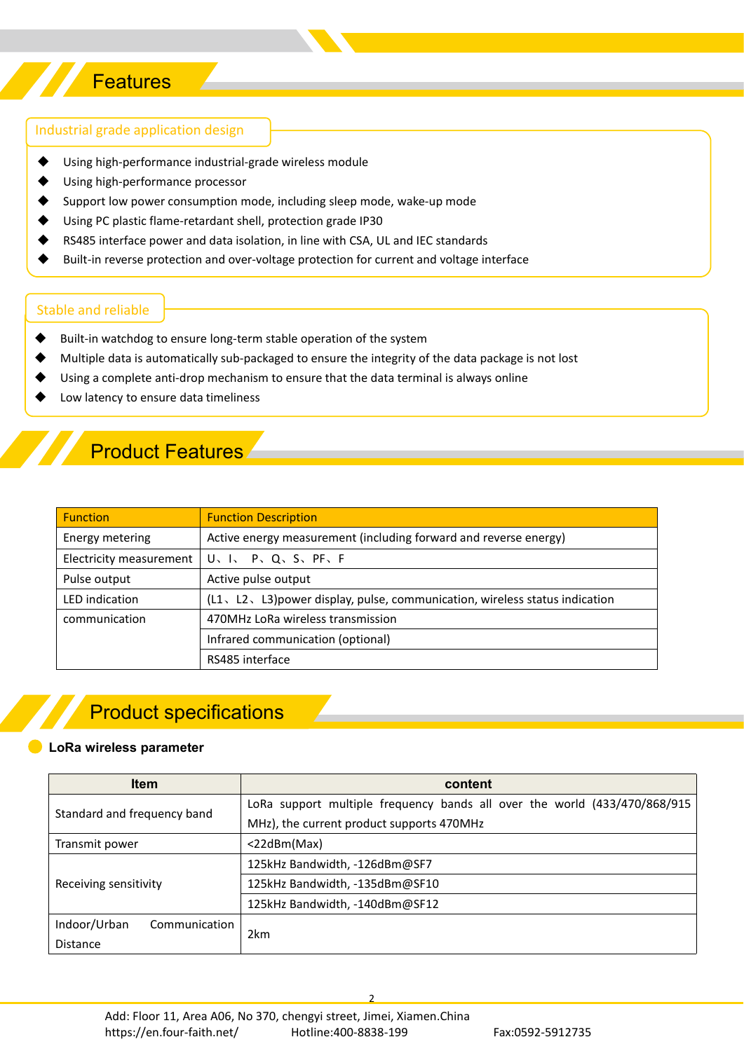## Features

### Industrial grade application design

- Using high-performance industrial-grade wireless module
- Using high-performance processor
- Support low power consumption mode, including sleep mode, wake-up mode
- Using PC plastic flame-retardant shell, protection grade IP30
- RS485 interface power and data isolation, in line with CSA, UL and IEC standards
- Built-in reverse protection and over-voltage protection for current and voltage interface

### Stable and reliable

- Built-in watchdog to ensure long-term stable operation of the system
- Multiple data is automatically sub-packaged to ensure the integrity of the data package is not lost
- Using a complete anti-drop mechanism to ensure that the data terminal is always online
- Low latency to ensure data timeliness

## Product Features

| Function | Function Description |
|---|---|
| Energy metering | Active energy measurement (including forward and reverse energy) |
| Electricity measurement | U、I、 P、Q、S、PF、F |
| Pulse output | Active pulse output |
| LED indication | (L1、L2、L3)power display, pulse, communication, wireless status indication |
| communication | 470MHz LoRa wireless transmission |
| | Infrared communication (optional) |
| | RS485 interface |

## Product specifications

### LoRa wireless parameter

| Item | content |
|---|---|
| Standard and frequency band | LoRa support multiple frequency bands all over the world (433/470/868/915 MHz), the current product supports 470MHz |
| Transmit power | <22dBm(Max) |
| Receiving sensitivity | 125kHz Bandwidth, -126dBm@SF7 |
| | 125kHz Bandwidth, -135dBm@SF10 |
| | 125kHz Bandwidth, -140dBm@SF12 |
| Indoor/Urban Communication Distance | 2km |

Add: Floor 11, Area A06, No 370, chengyi street, Jimei, Xiamen.China
https://en.four-faith.net/ Hotline:400-8838-199 Fax:0592-5912735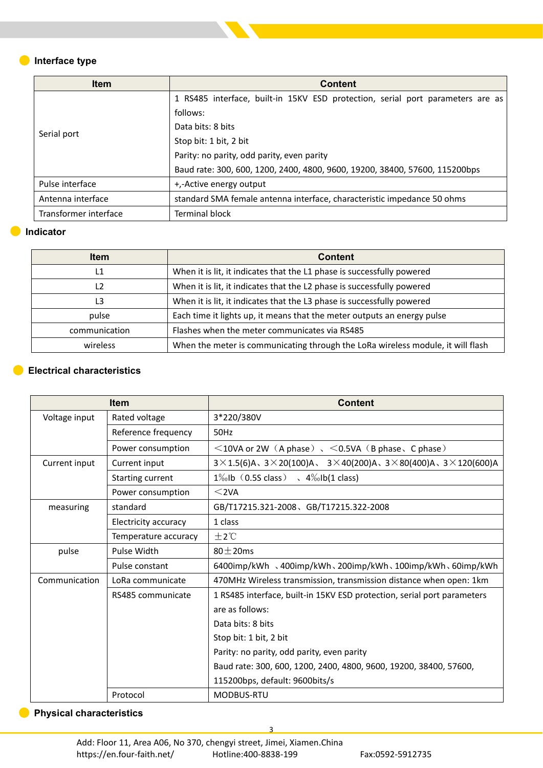## Interface type

| Item | Content |
|---|---|
| Serial port | 1 RS485 interface, built-in 15KV ESD protection, serial port parameters are as follows:<br>Data bits: 8 bits<br>Stop bit: 1 bit, 2 bit<br>Parity: no parity, odd parity, even parity<br>Baud rate: 300, 600, 1200, 2400, 4800, 9600, 19200, 38400, 57600, 115200bps |
| Pulse interface | +,-Active energy output |
| Antenna interface | standard SMA female antenna interface, characteristic impedance 50 ohms |
| Transformer interface | Terminal block |

## Indicator

| Item | Content |
|---|---|
| L1 | When it is lit, it indicates that the L1 phase is successfully powered |
| L2 | When it is lit, it indicates that the L2 phase is successfully powered |
| L3 | When it is lit, it indicates that the L3 phase is successfully powered |
| pulse | Each time it lights up, it means that the meter outputs an energy pulse |
| communication | Flashes when the meter communicates via RS485 |
| wireless | When the meter is communicating through the LoRa wireless module, it will flash |

## Electrical characteristics

| Item | | Content |
|---|---|---|
| Voltage input | Rated voltage | 3*220/380V |
| | Reference frequency | 50Hz |
| | Power consumption | ＜10VA or 2W（A phase）、＜0.5VA（B phase、C phase） |
| Current input | Current input | 3×1.5(6)A、3×20(100)A、 3×40(200)A、3×80(400)A、3×120(600)A |
| | Starting current | 1‰Ib（0.5S class）、4‰Ib(1 class) |
| | Power consumption | ＜2VA |
| measuring | standard | GB/T17215.321-2008、GB/T17215.322-2008 |
| | Electricity accuracy | 1 class |
| | Temperature accuracy | ±2℃ |
| pulse | Pulse Width | 80±20ms |
| | Pulse constant | 6400imp/kWh 、400imp/kWh、200imp/kWh、100imp/kWh、60imp/kWh |
| Communication | LoRa communicate | 470MHz Wireless transmission, transmission distance when open: 1km |
| | RS485 communicate | 1 RS485 interface, built-in 15KV ESD protection, serial port parameters are as follows:<br>Data bits: 8 bits<br>Stop bit: 1 bit, 2 bit<br>Parity: no parity, odd parity, even parity<br>Baud rate: 300, 600, 1200, 2400, 4800, 9600, 19200, 38400, 57600, 115200bps, default: 9600bits/s |
| | Protocol | MODBUS-RTU |

## Physical characteristics

Add: Floor 11, Area A06, No 370, chengyi street, Jimei, Xiamen.China
https://en.four-faith.net/ Hotline:400-8838-199 Fax:0592-5912735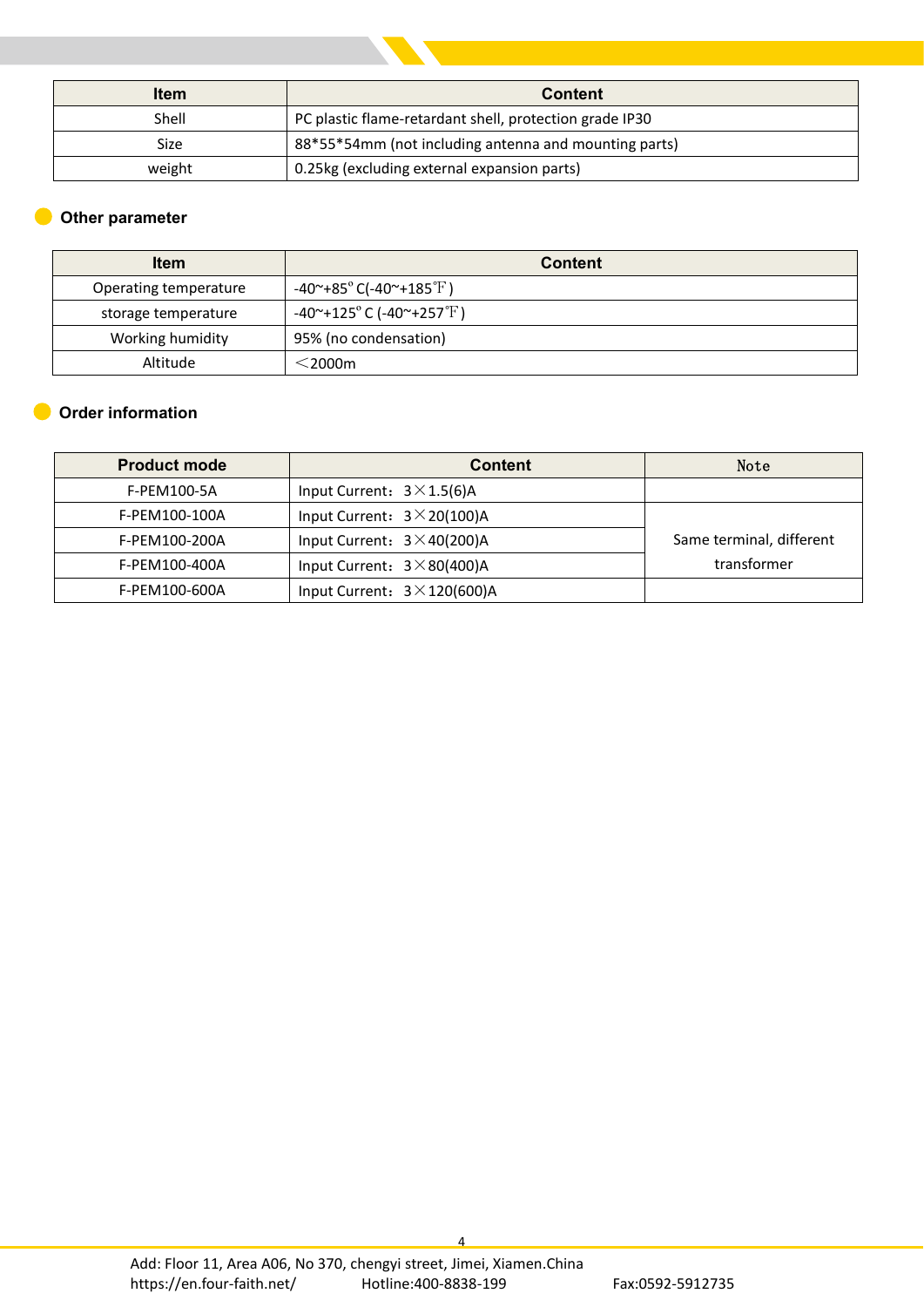| Item | Content |
|---|---|
| Shell | PC plastic flame-retardant shell, protection grade IP30 |
| Size | 88*55*54mm (not including antenna and mounting parts) |
| weight | 0.25kg (excluding external expansion parts) |

## Other parameter

| Item | Content |
|---|---|
| Operating temperature | -40~+85° C(-40~+185℉) |
| storage temperature | -40~+125° C (-40~+257℉) |
| Working humidity | 95% (no condensation) |
| Altitude | ＜2000m |

## Order information

| Product mode | Content | Note |
|---|---|---|
| F-PEM100-5A | Input Current：3×1.5(6)A | |
| F-PEM100-100A | Input Current：3×20(100)A | Same terminal, different transformer |
| F-PEM100-200A | Input Current：3×40(200)A | |
| F-PEM100-400A | Input Current：3×80(400)A | |
| F-PEM100-600A | Input Current：3×120(600)A | |

Add: Floor 11, Area A06, No 370, chengyi street, Jimei, Xiamen.China
https://en.four-faith.net/ Hotline:400-8838-199 Fax:0592-5912735